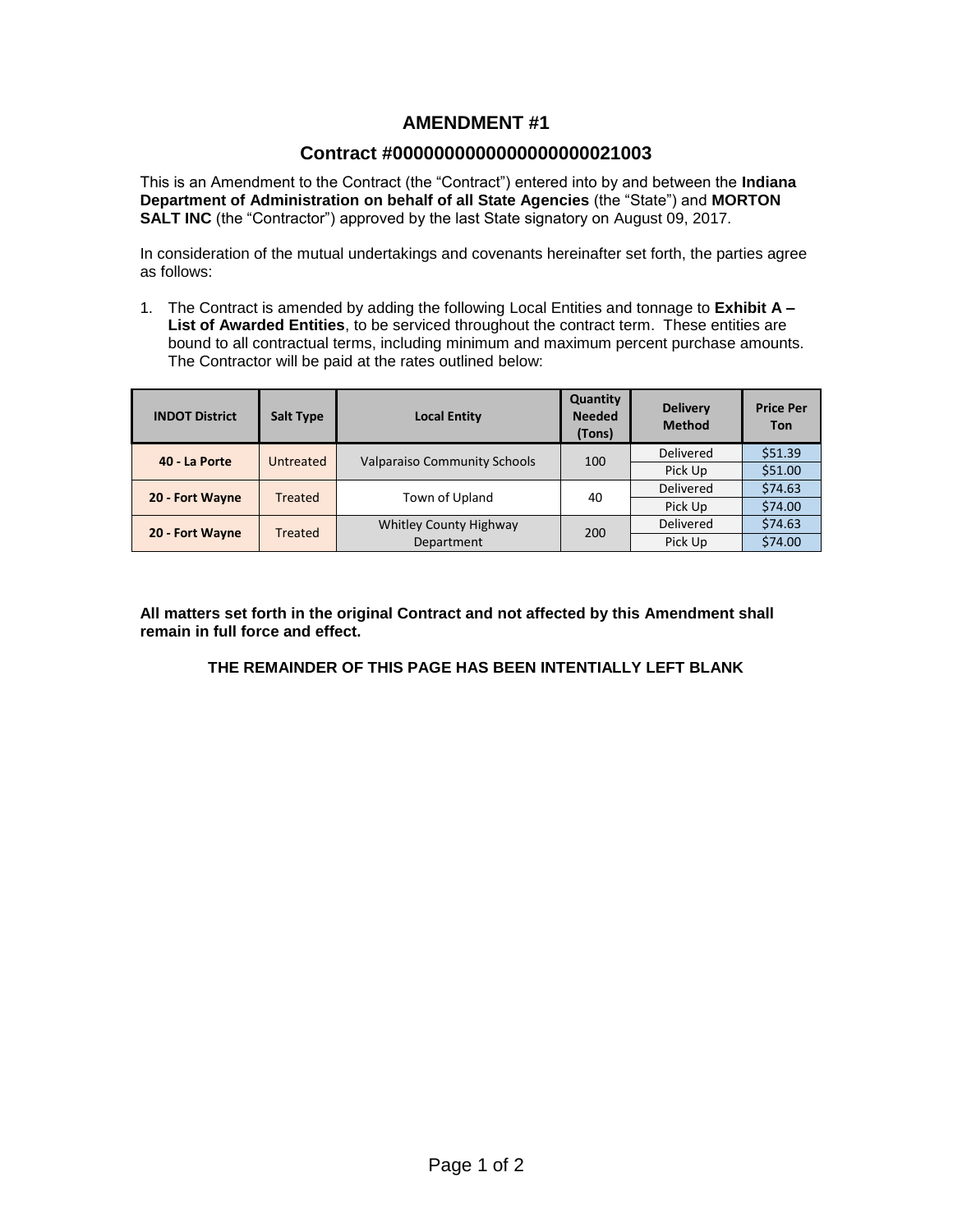# AMENDMENT #1

## Contract #0000000000000000000021003

This is an Amendment to the Contract (the "Contract") entered into by and between the **Indiana Department of Administration on behalf of all State Agencies** (the "State") and **MORTON SALT INC** (the "Contractor") approved by the last State signatory on August 09, 2017.

In consideration of the mutual undertakings and covenants hereinafter set forth, the parties agree as follows:

1. The Contract is amended by adding the following Local Entities and tonnage to **Exhibit A – List of Awarded Entities**, to be serviced throughout the contract term. These entities are bound to all contractual terms, including minimum and maximum percent purchase amounts. The Contractor will be paid at the rates outlined below:

| INDOT District | Salt Type | Local Entity | Quantity Needed (Tons) | Delivery Method | Price Per Ton |
|---|---|---|---|---|---|
| 40 - La Porte | Untreated | Valparaiso Community Schools | 100 | Delivered | $51.39 |
| | | | | Pick Up | $51.00 |
| 20 - Fort Wayne | Treated | Town of Upland | 40 | Delivered | $74.63 |
| | | | | Pick Up | $74.00 |
| 20 - Fort Wayne | Treated | Whitley County Highway Department | 200 | Delivered | $74.63 |
| | | | | Pick Up | $74.00 |

**All matters set forth in the original Contract and not affected by this Amendment shall remain in full force and effect.**

**THE REMAINDER OF THIS PAGE HAS BEEN INTENTIALLY LEFT BLANK**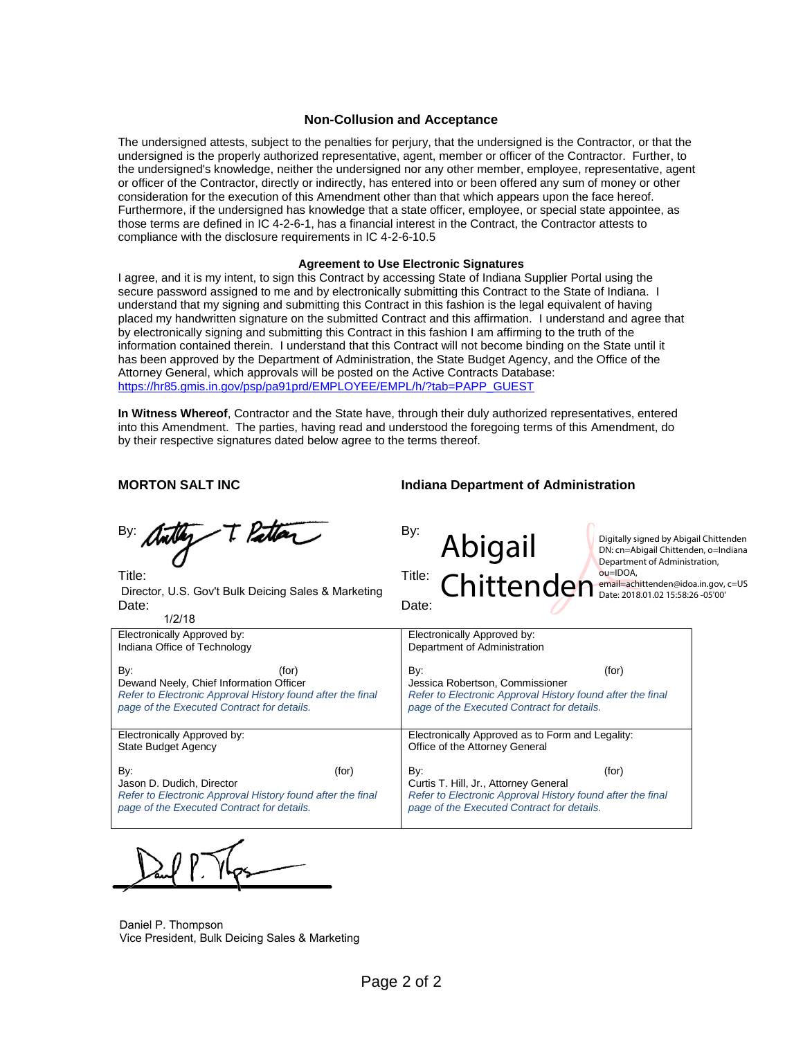### Non-Collusion and Acceptance

The undersigned attests, subject to the penalties for perjury, that the undersigned is the Contractor, or that the undersigned is the properly authorized representative, agent, member or officer of the Contractor. Further, to the undersigned's knowledge, neither the undersigned nor any other member, employee, representative, agent or officer of the Contractor, directly or indirectly, has entered into or been offered any sum of money or other consideration for the execution of this Amendment other than that which appears upon the face hereof. Furthermore, if the undersigned has knowledge that a state officer, employee, or special state appointee, as those terms are defined in IC 4-2-6-1, has a financial interest in the Contract, the Contractor attests to compliance with the disclosure requirements in IC 4-2-6-10.5

### Agreement to Use Electronic Signatures

I agree, and it is my intent, to sign this Contract by accessing State of Indiana Supplier Portal using the secure password assigned to me and by electronically submitting this Contract to the State of Indiana. I understand that my signing and submitting this Contract in this fashion is the legal equivalent of having placed my handwritten signature on the submitted Contract and this affirmation. I understand and agree that by electronically signing and submitting this Contract in this fashion I am affirming to the truth of the information contained therein. I understand that this Contract will not become binding on the State until it has been approved by the Department of Administration, the State Budget Agency, and the Office of the Attorney General, which approvals will be posted on the Active Contracts Database: https://hr85.gmis.in.gov/psp/pa91prd/EMPLOYEE/EMPL/h/?tab=PAPP_GUEST

**In Witness Whereof**, Contractor and the State have, through their duly authorized representatives, entered into this Amendment. The parties, having read and understood the foregoing terms of this Amendment, do by their respective signatures dated below agree to the terms thereof.

| **MORTON SALT INC** | **Indiana Department of Administration** |
|---|---|
| By: *[signature]* | By: Abigail Chittenden (Digitally signed by Abigail Chittenden DN: cn=Abigail Chittenden, o=Indiana Department of Administration, ou=IDOA, email=achittenden@idoa.in.gov, c=US Date: 2018.01.02 15:58:26 -05'00') |
| Title: Director, U.S. Gov't Bulk Deicing Sales & Marketing | Title: |
| Date: 1/2/18 | Date: |

| | |
|---|---|
| Electronically Approved by:<br>Indiana Office of Technology<br><br>By: (for)<br>Dewand Neely, Chief Information Officer<br>*Refer to Electronic Approval History found after the final page of the Executed Contract for details.* | Electronically Approved by:<br>Department of Administration<br><br>By: (for)<br>Jessica Robertson, Commissioner<br>*Refer to Electronic Approval History found after the final page of the Executed Contract for details.* |
| Electronically Approved by:<br>State Budget Agency<br><br>By: (for)<br>Jason D. Dudich, Director<br>*Refer to Electronic Approval History found after the final page of the Executed Contract for details.* | Electronically Approved as to Form and Legality:<br>Office of the Attorney General<br><br>By: (for)<br>Curtis T. Hill, Jr., Attorney General<br>*Refer to Electronic Approval History found after the final page of the Executed Contract for details.* |

*[signature]*

Daniel P. Thompson
Vice President, Bulk Deicing Sales & Marketing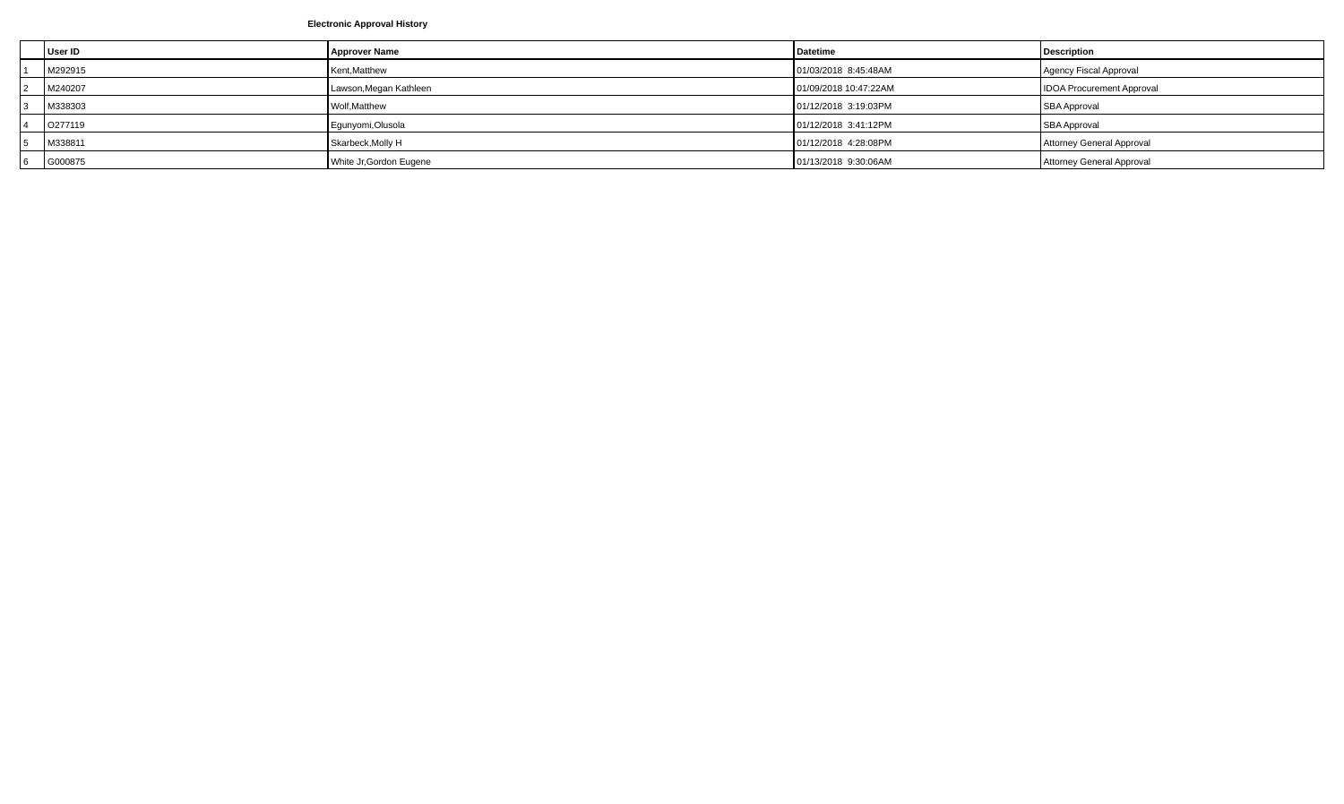**Electronic Approval History**

| | User ID | Approver Name | Datetime | Description |
|---|---|---|---|---|
| 1 | M292915 | Kent,Matthew | 01/03/2018 8:45:48AM | Agency Fiscal Approval |
| 2 | M240207 | Lawson,Megan Kathleen | 01/09/2018 10:47:22AM | IDOA Procurement Approval |
| 3 | M338303 | Wolf,Matthew | 01/12/2018 3:19:03PM | SBA Approval |
| 4 | O277119 | Egunyomi,Olusola | 01/12/2018 3:41:12PM | SBA Approval |
| 5 | M338811 | Skarbeck,Molly H | 01/12/2018 4:28:08PM | Attorney General Approval |
| 6 | G000875 | White Jr,Gordon Eugene | 01/13/2018 9:30:06AM | Attorney General Approval |